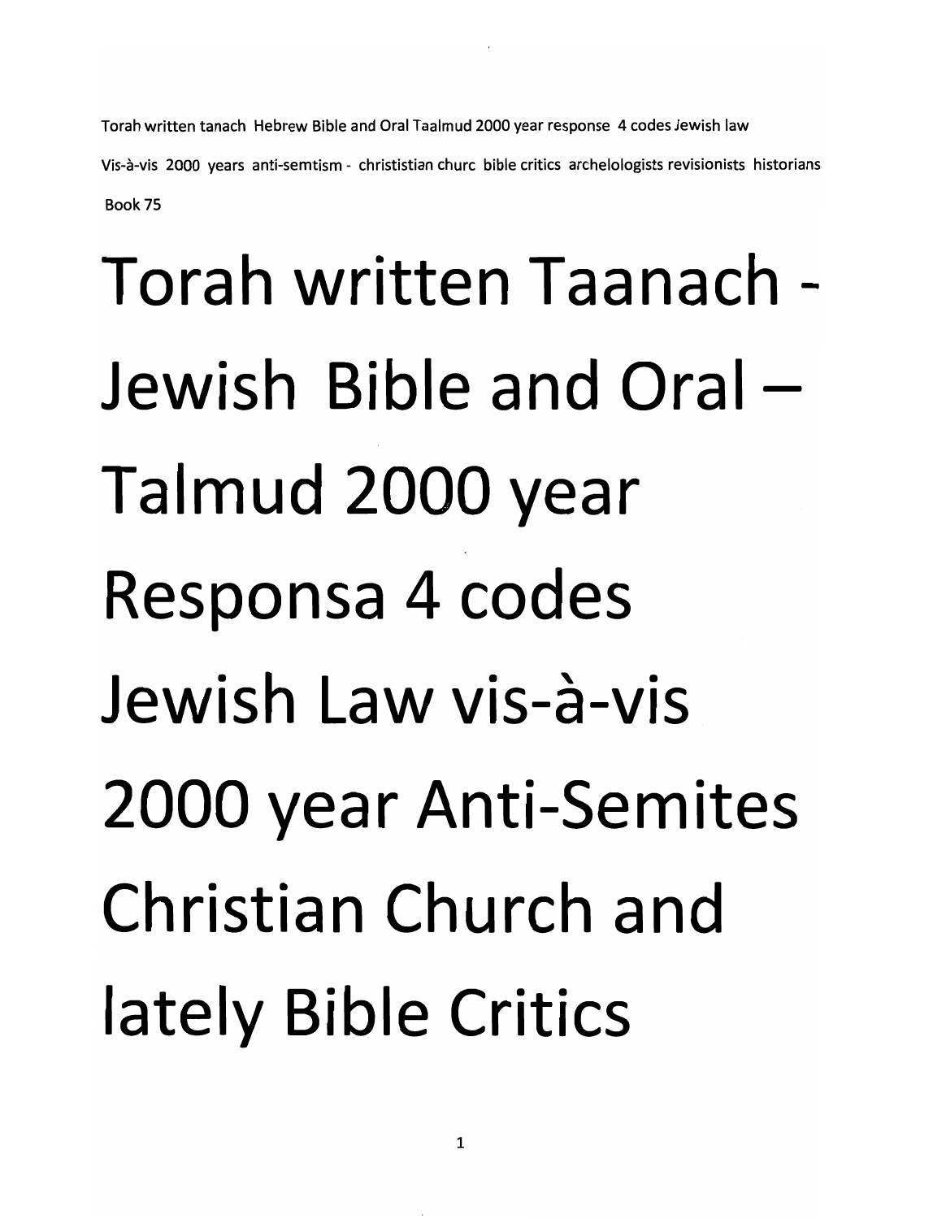Torah written tanach Hebrew Bible and Oral Taalmud 2000 year response 4 codes Jewish law

Vis-à-vis 2000 years anti-semtism - christistian churc bible critics archelologists revisionists historians

Book 75

# Torah written Taanach - Jewish Bible and Oral – Talmud 2000 year Responsa 4 codes Jewish Law vis-à-vis 2000 year Anti-Semites Christian Church and lately Bible Critics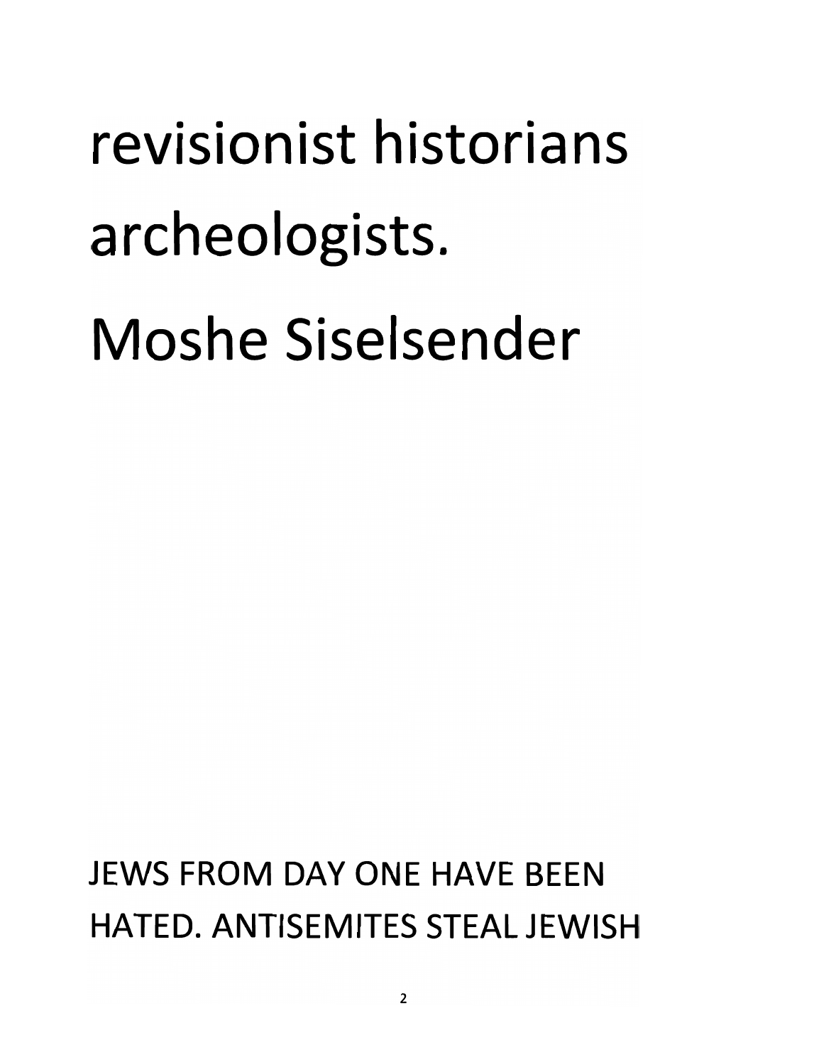revisionist historians archeologists.

Moshe Siselsender

JEWS FROM DAY ONE HAVE BEEN HATED. ANTISEMITES STEAL JEWISH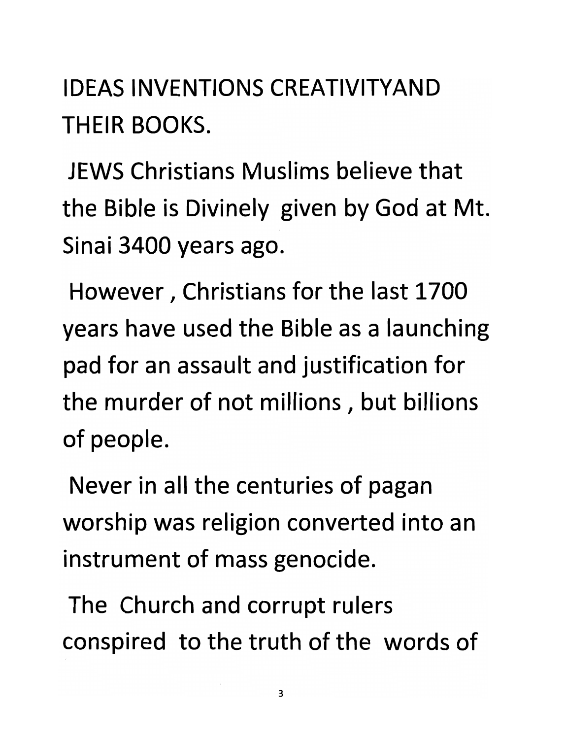IDEAS INVENTIONS CREATIVITYAND THEIR BOOKS.

JEWS Christians Muslims believe that the Bible is Divinely given by God at Mt. Sinai 3400 years ago.

However , Christians for the last 1700 years have used the Bible as a launching pad for an assault and justification for the murder of not millions , but billions of people.

Never in all the centuries of pagan worship was religion converted into an instrument of mass genocide.

The Church and corrupt rulers conspired to the truth of the words of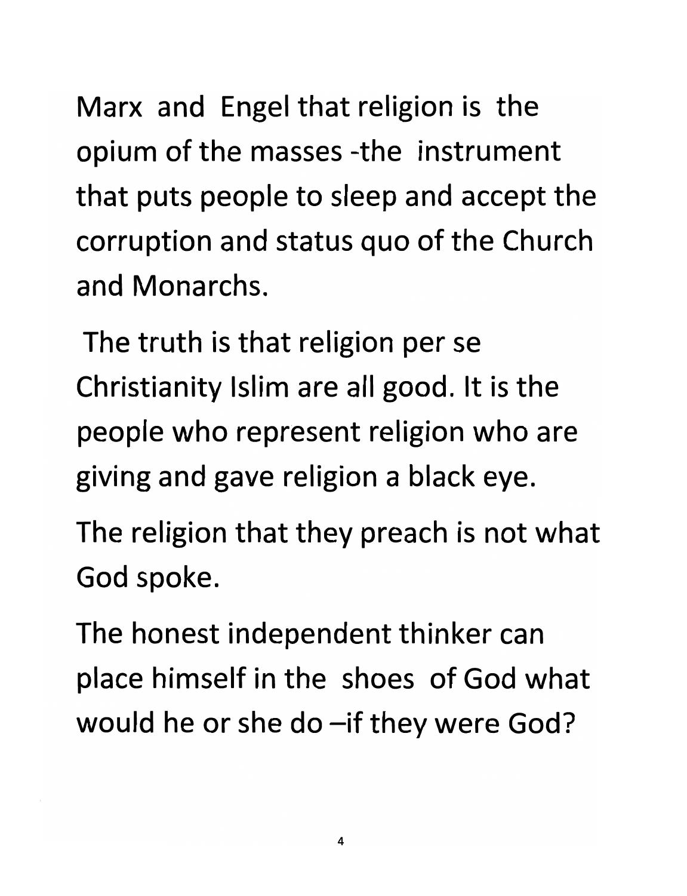Marx and Engel that religion is the opium of the masses -the instrument that puts people to sleep and accept the corruption and status quo of the Church and Monarchs.

The truth is that religion per se Christianity Islim are all good. It is the people who represent religion who are giving and gave religion a black eye.

The religion that they preach is not what God spoke.

The honest independent thinker can place himself in the shoes of God what would he or she do –if they were God?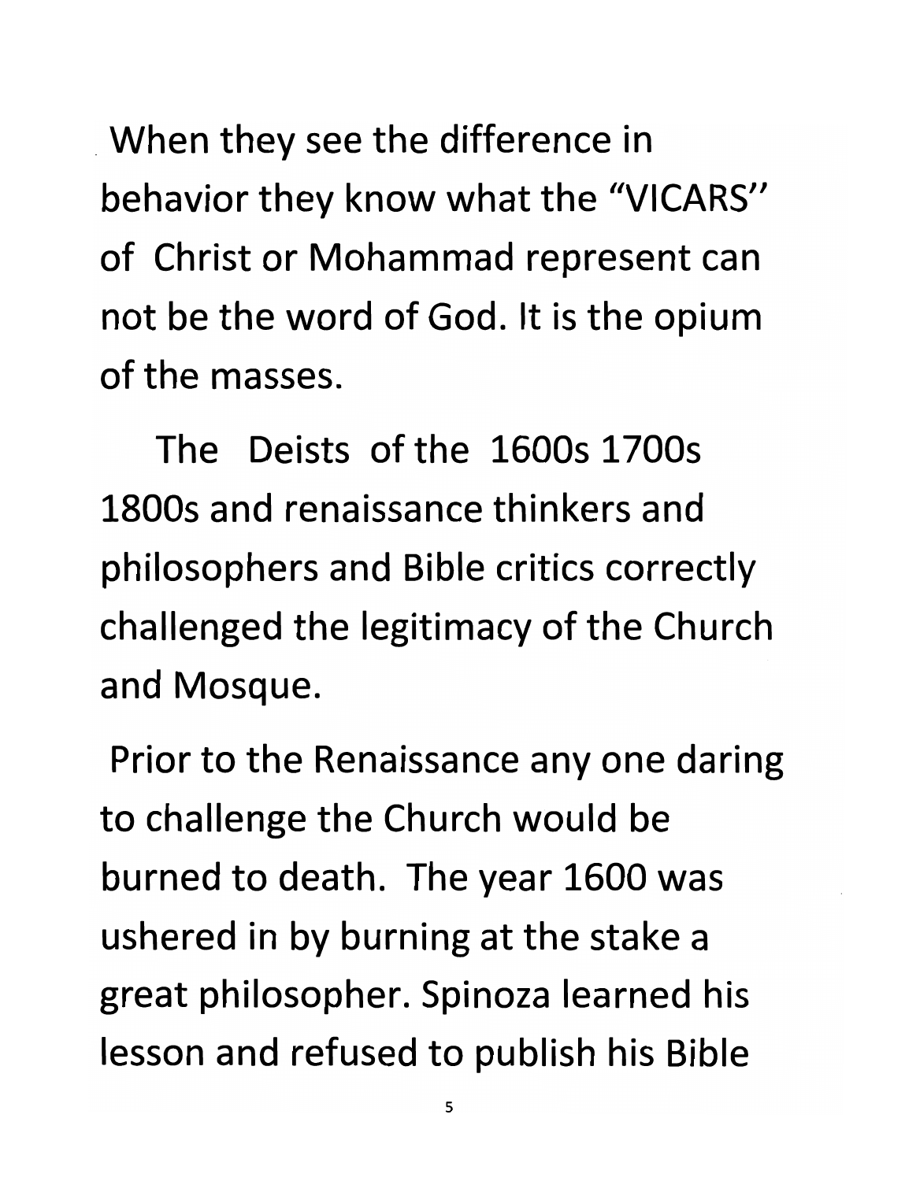When they see the difference in behavior they know what the "VICARS" of Christ or Mohammad represent can not be the word of God. It is the opium of the masses.

The Deists of the 1600s 1700s 1800s and renaissance thinkers and philosophers and Bible critics correctly challenged the legitimacy of the Church and Mosque.

Prior to the Renaissance any one daring to challenge the Church would be burned to death. The year 1600 was ushered in by burning at the stake a great philosopher. Spinoza learned his lesson and refused to publish his Bible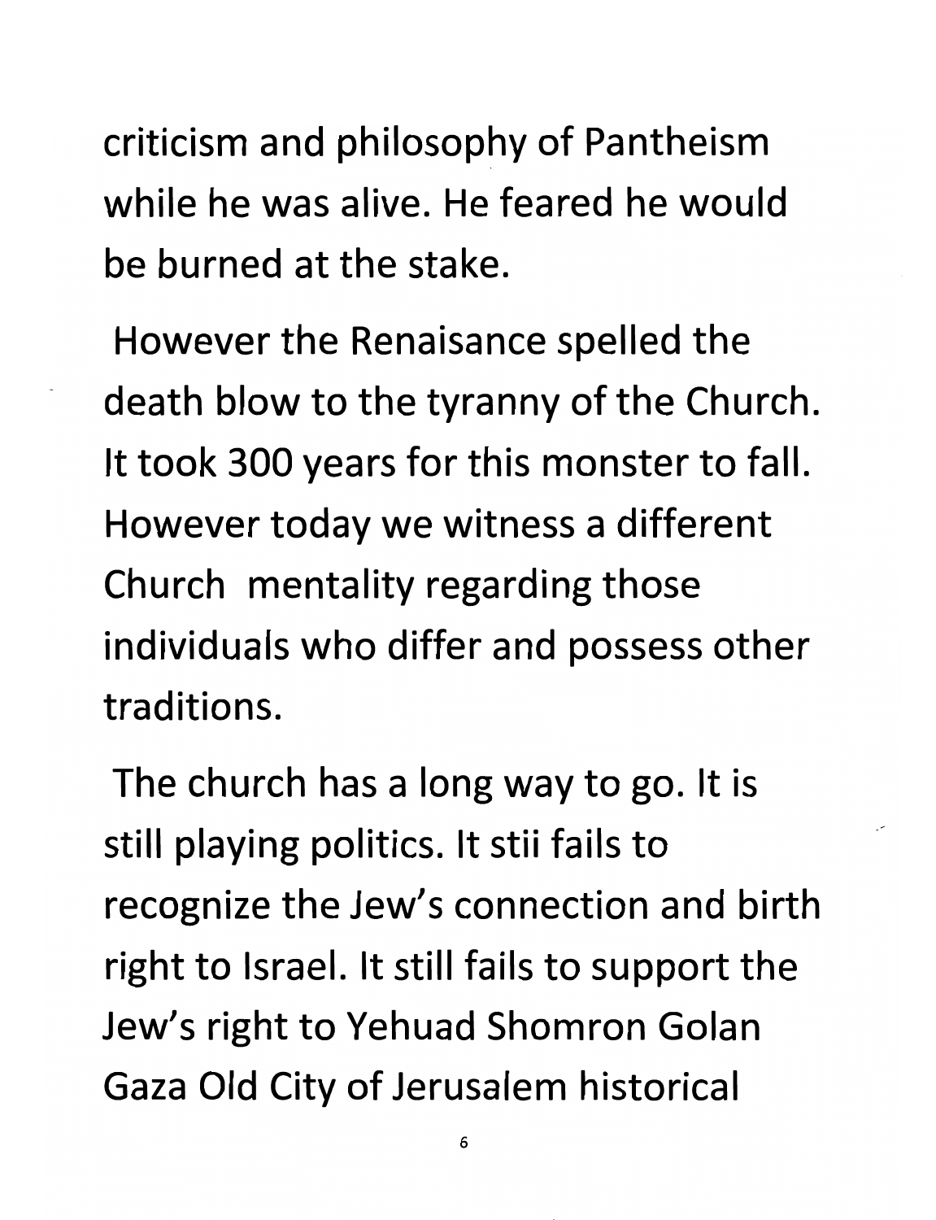criticism and philosophy of Pantheism while he was alive. He feared he would be burned at the stake.

However the Renaisance spelled the death blow to the tyranny of the Church. It took 300 years for this monster to fall. However today we witness a different Church mentality regarding those individuals who differ and possess other traditions.

The church has a long way to go. It is still playing politics. It stii fails to recognize the Jew's connection and birth right to Israel. It still fails to support the Jew's right to Yehuad Shomron Golan Gaza Old City of Jerusalem historical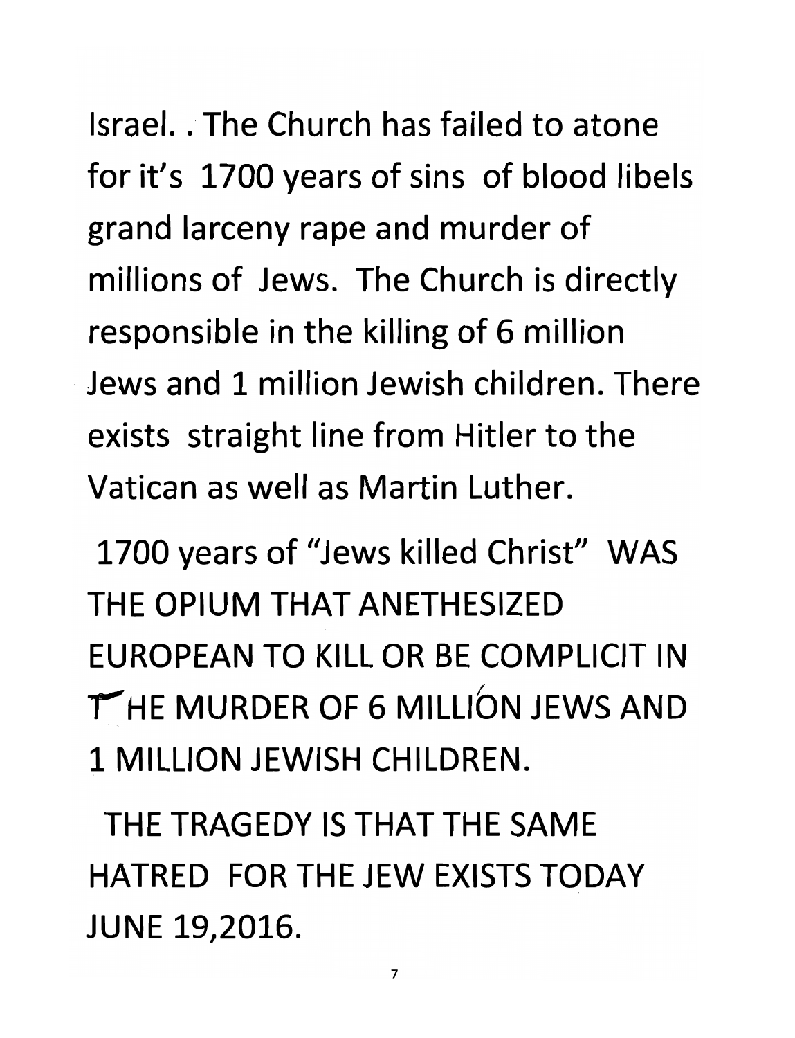Israel. . The Church has failed to atone for it's 1700 years of sins of blood libels grand larceny rape and murder of millions of Jews. The Church is directly responsible in the killing of 6 million Jews and 1 million Jewish children. There exists straight line from Hitler to the Vatican as well as Martin Luther.

1700 years of "Jews killed Christ" WAS THE OPIUM THAT ANETHESIZED EUROPEAN TO KILL OR BE COMPLICIT IN THE MURDER OF 6 MILLION JEWS AND 1 MILLION JEWISH CHILDREN.

THE TRAGEDY IS THAT THE SAME HATRED FOR THE JEW EXISTS TODAY JUNE 19,2016.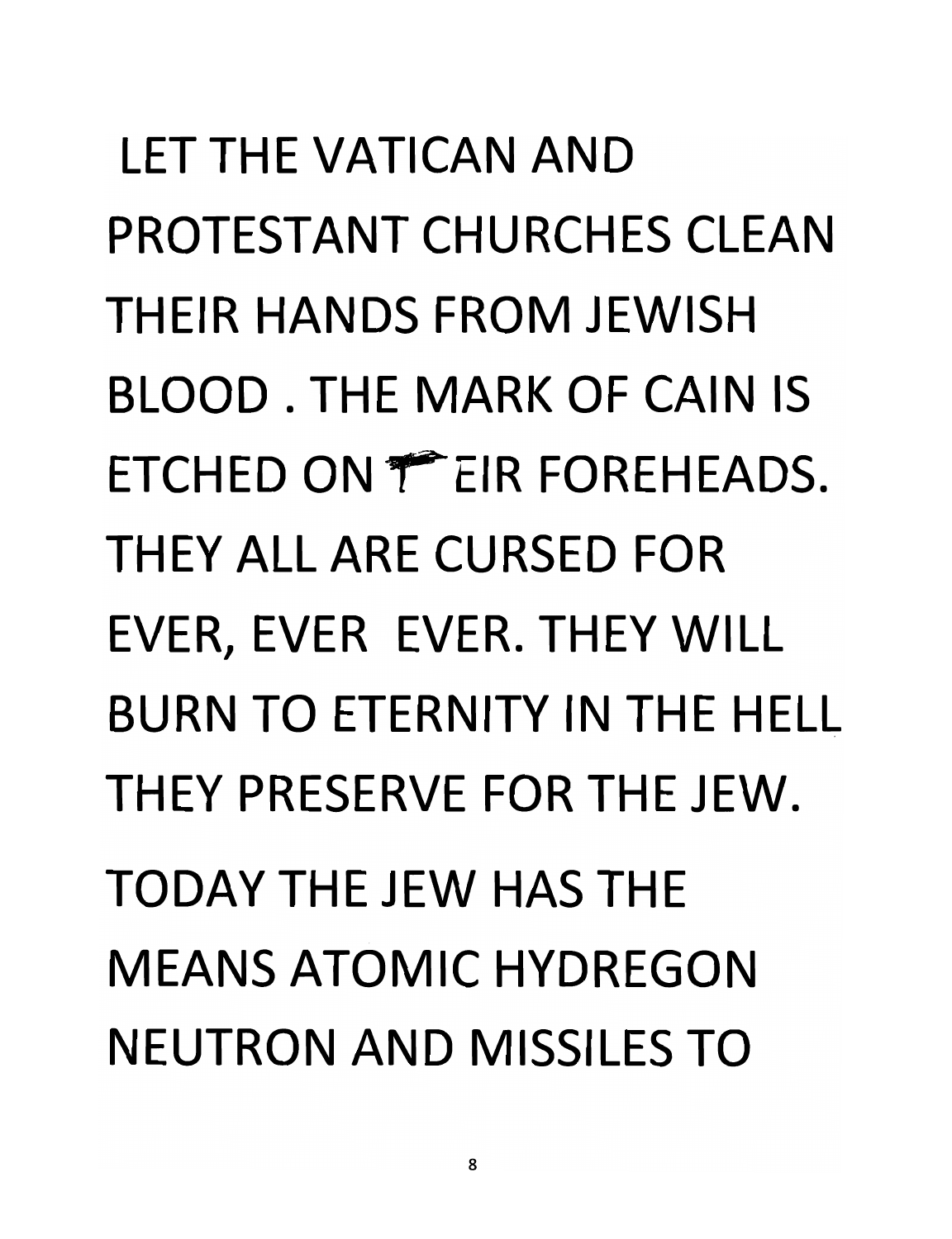LET THE VATICAN AND PROTESTANT CHURCHES CLEAN THEIR HANDS FROM JEWISH BLOOD . THE MARK OF CAIN IS ETCHED ON THEIR FOREHEADS. THEY ALL ARE CURSED FOR EVER, EVER EVER. THEY WILL BURN TO ETERNITY IN THE HELL THEY PRESERVE FOR THE JEW.

TODAY THE JEW HAS THE MEANS ATOMIC HYDREGON NEUTRON AND MISSILES TO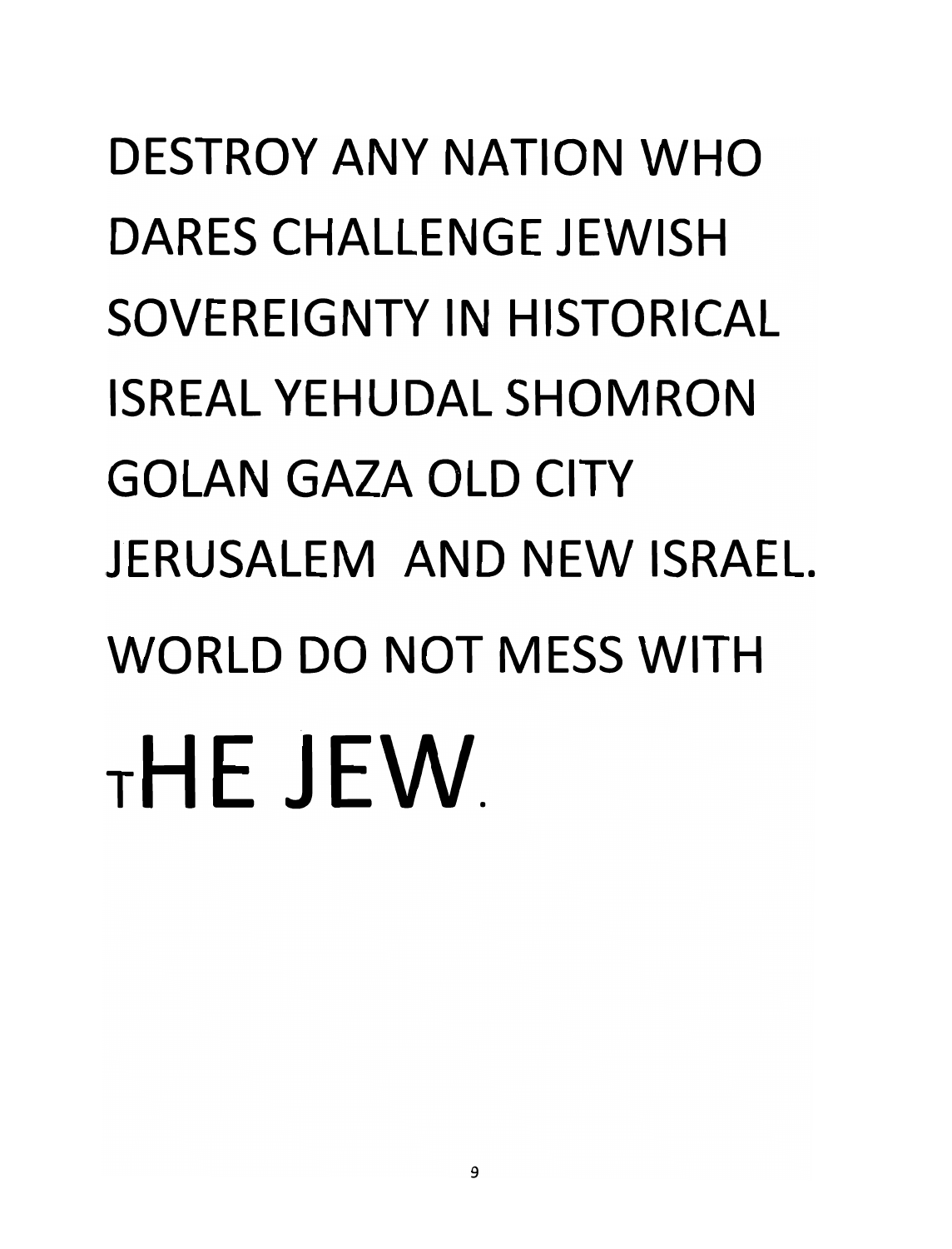DESTROY ANY NATION WHO DARES CHALLENGE JEWISH SOVEREIGNTY IN HISTORICAL ISREAL YEHUDAL SHOMRON GOLAN GAZA OLD CITY JERUSALEM AND NEW ISRAEL.

WORLD DO NOT MESS WITH THE JEW.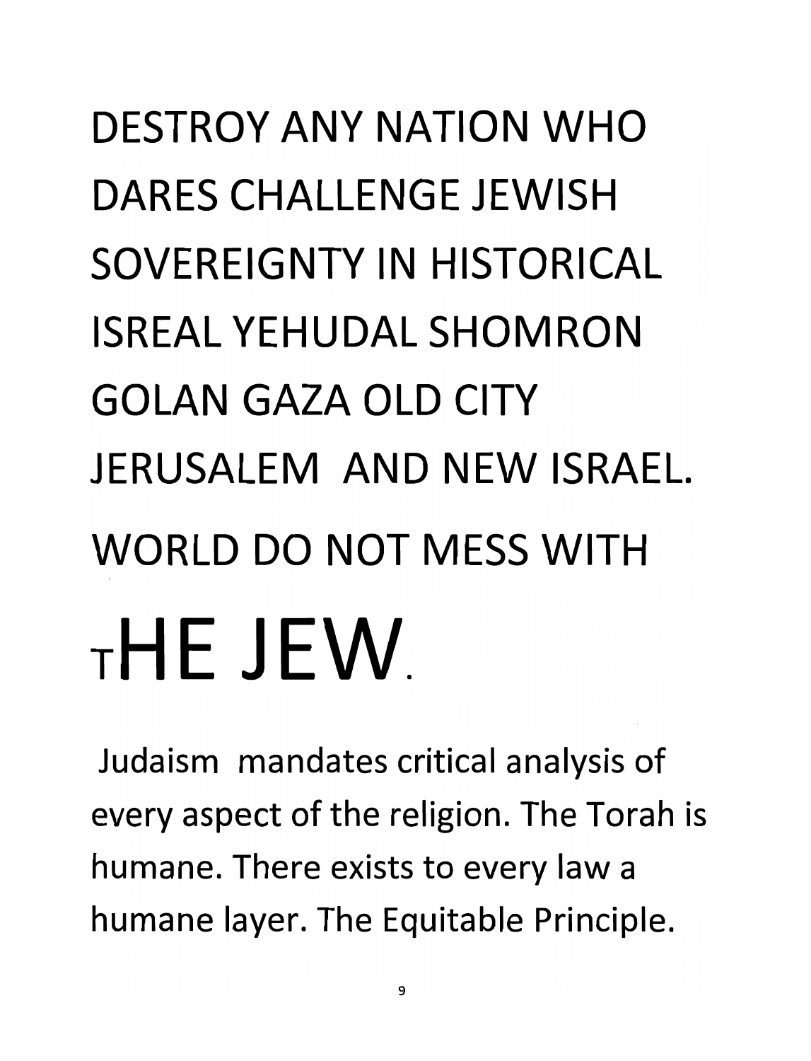DESTROY ANY NATION WHO DARES CHALLENGE JEWISH SOVEREIGNTY IN HISTORICAL ISREAL YEHUDAL SHOMRON GOLAN GAZA OLD CITY JERUSALEM AND NEW ISRAEL. WORLD DO NOT MESS WITH THE JEW.

Judaism mandates critical analysis of every aspect of the religion. The Torah is humane. There exists to every law a humane layer. The Equitable Principle.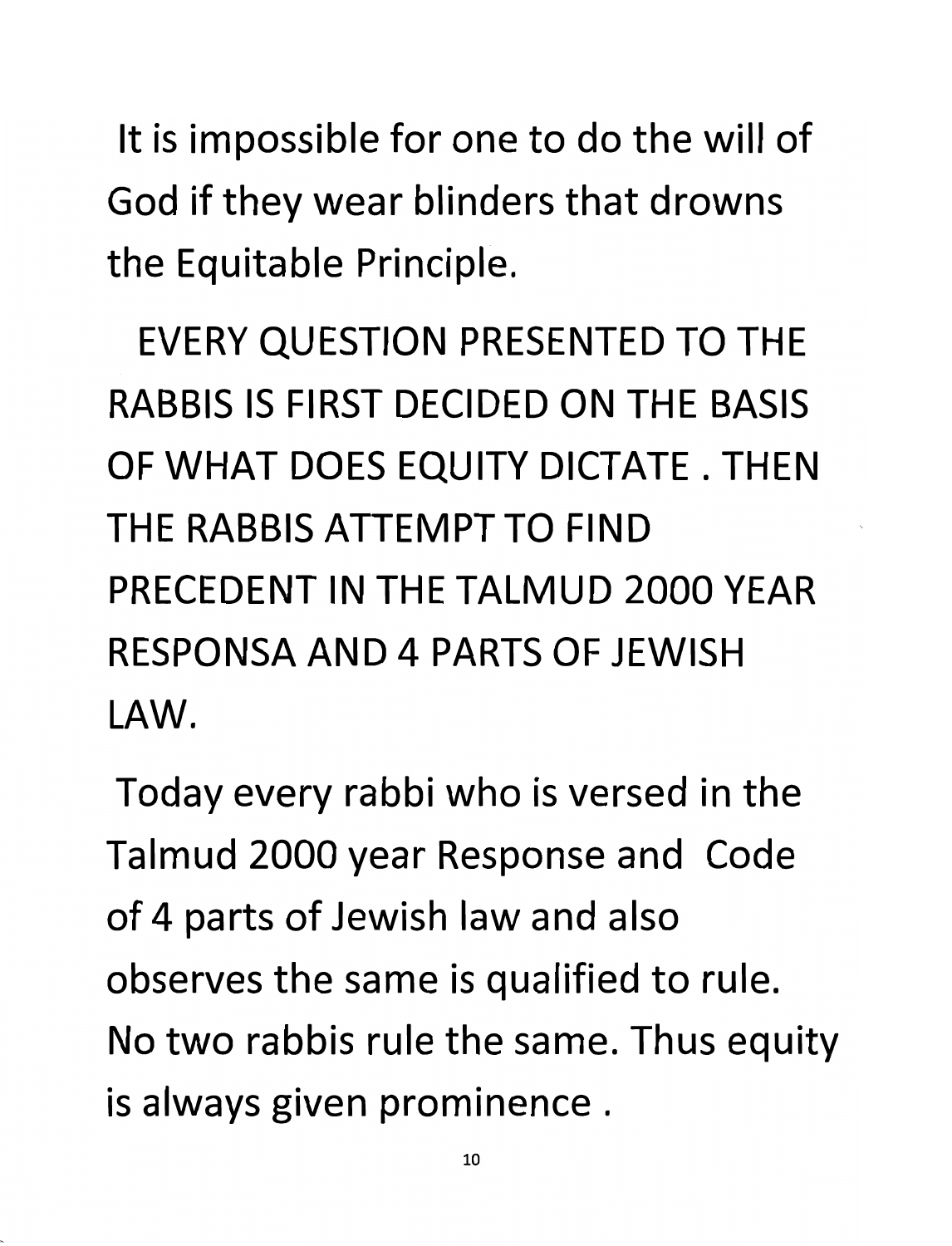It is impossible for one to do the will of God if they wear blinders that drowns the Equitable Principle.

EVERY QUESTION PRESENTED TO THE RABBIS IS FIRST DECIDED ON THE BASIS OF WHAT DOES EQUITY DICTATE . THEN THE RABBIS ATTEMPT TO FIND PRECEDENT IN THE TALMUD 2000 YEAR RESPONSA AND 4 PARTS OF JEWISH LAW.

Today every rabbi who is versed in the Talmud 2000 year Response and Code of 4 parts of Jewish law and also observes the same is qualified to rule. No two rabbis rule the same. Thus equity is always given prominence .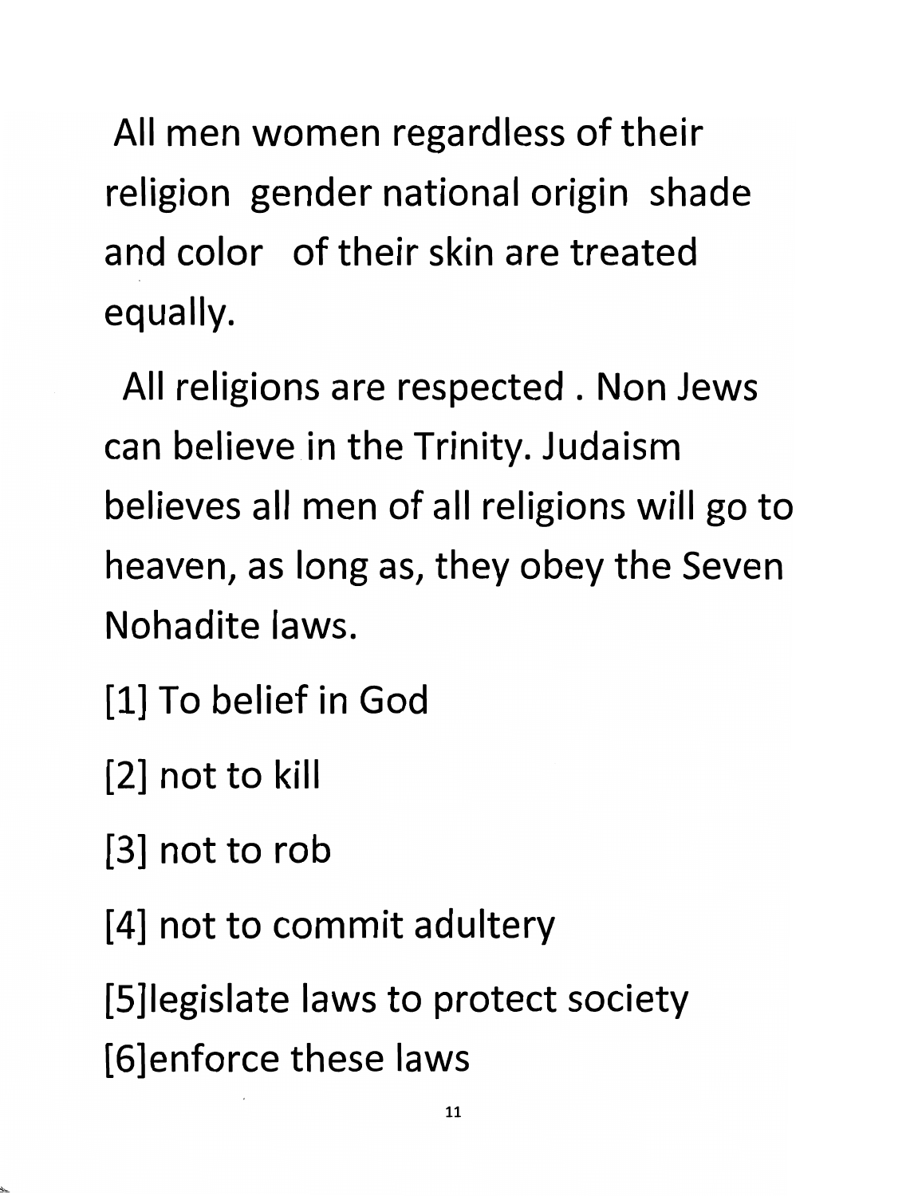All men women regardless of their religion gender national origin shade and color of their skin are treated equally.

All religions are respected . Non Jews can believe in the Trinity. Judaism believes all men of all religions will go to heaven, as long as, they obey the Seven Nohadite laws.

[1] To belief in God

[2] not to kill

[3] not to rob

[4] not to commit adultery

[5]legislate laws to protect society
[6]enforce these laws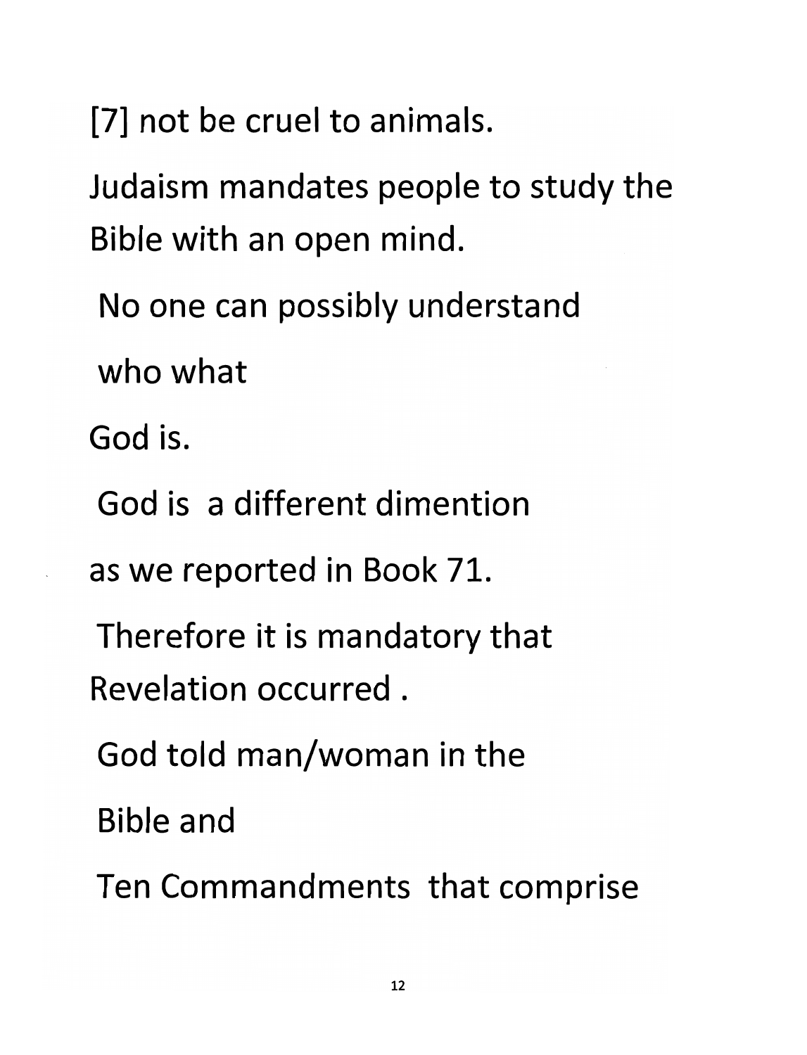[7] not be cruel to animals.

Judaism mandates people to study the Bible with an open mind.

No one can possibly understand

who what

God is.

God is a different dimention

as we reported in Book 71.

Therefore it is mandatory that Revelation occurred .

God told man/woman in the

Bible and

Ten Commandments that comprise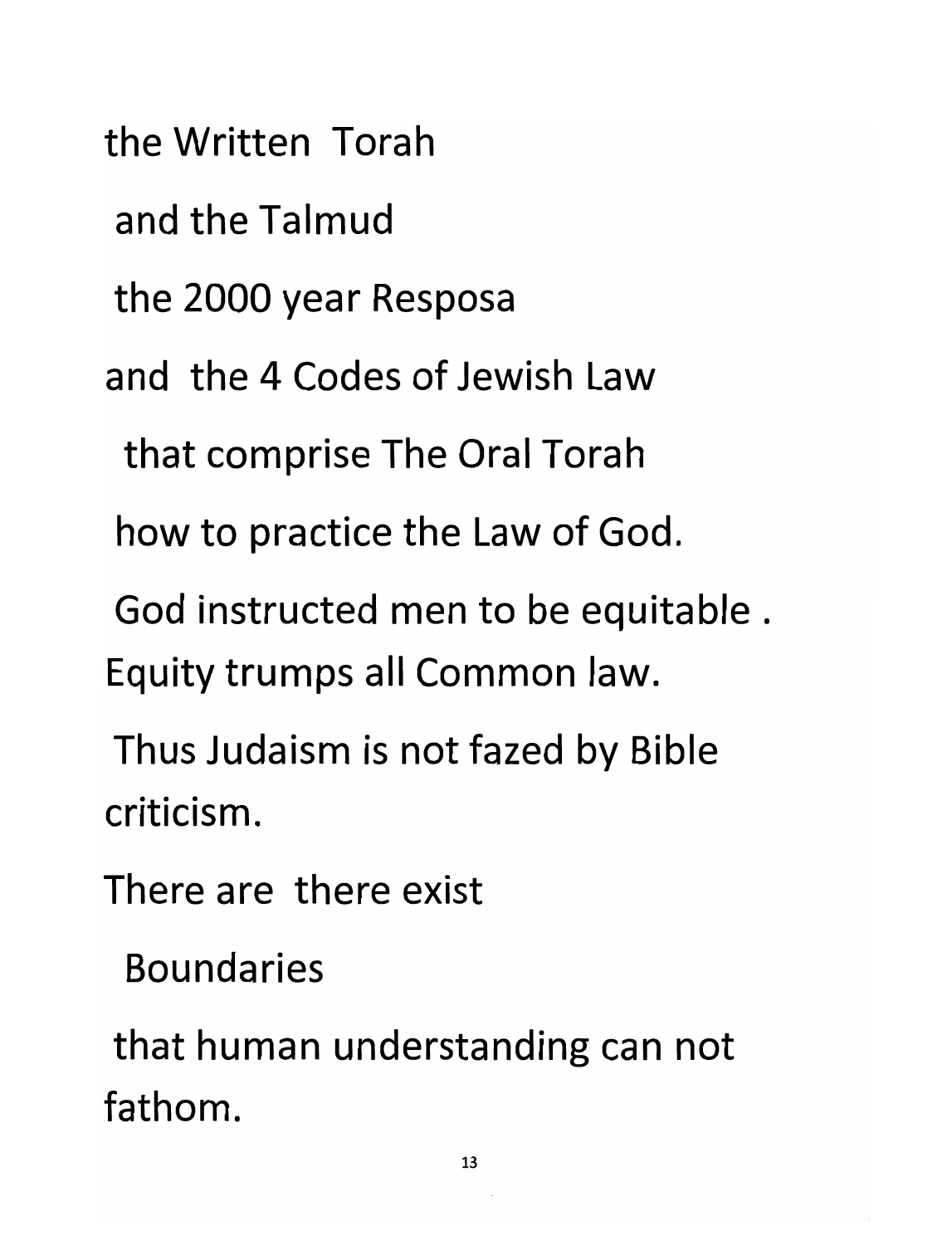the Written Torah

and the Talmud

the 2000 year Resposa

and the 4 Codes of Jewish Law

that comprise The Oral Torah

how to practice the Law of God.

God instructed men to be equitable .
Equity trumps all Common law.

Thus Judaism is not fazed by Bible criticism.

There are there exist

Boundaries

that human understanding can not fathom.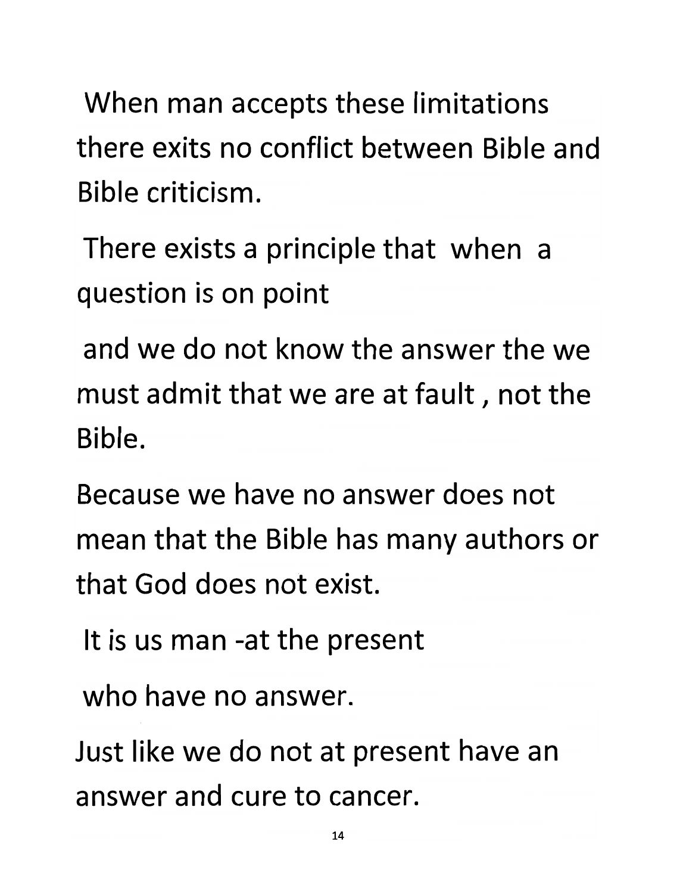When man accepts these limitations there exits no conflict between Bible and Bible criticism.

There exists a principle that when a question is on point

and we do not know the answer the we must admit that we are at fault , not the Bible.

Because we have no answer does not mean that the Bible has many authors or that God does not exist.

It is us man -at the present

who have no answer.

Just like we do not at present have an answer and cure to cancer.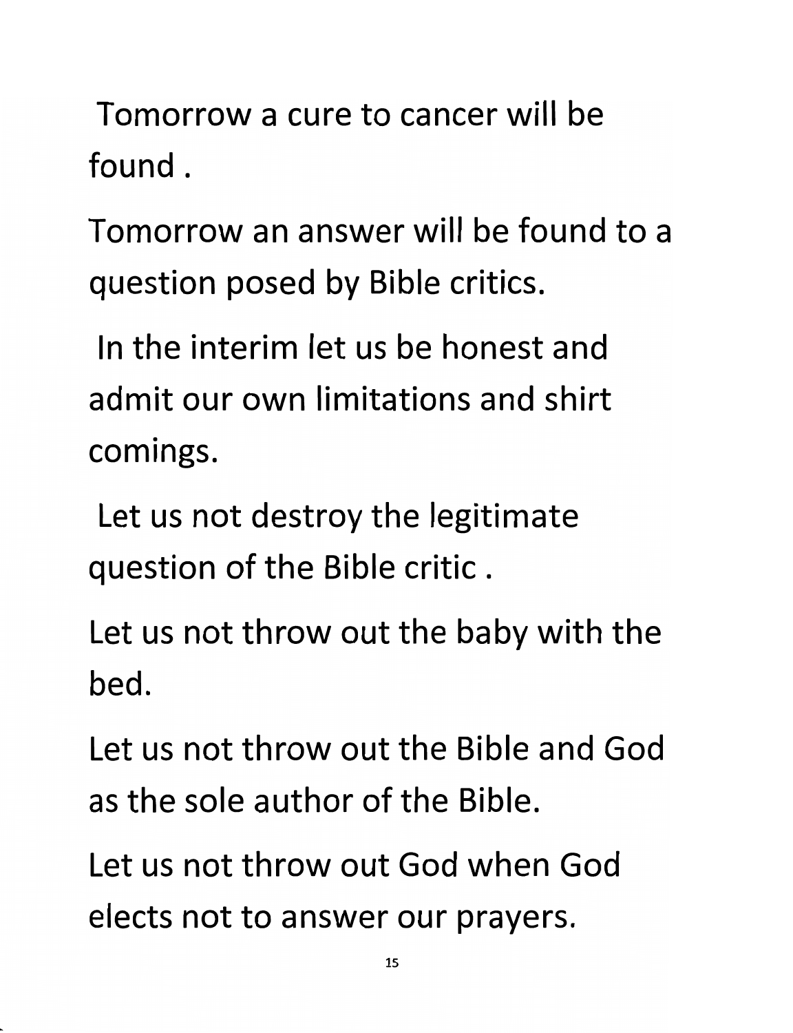Tomorrow a cure to cancer will be found .

Tomorrow an answer will be found to a question posed by Bible critics.

In the interim let us be honest and admit our own limitations and shirt comings.

Let us not destroy the legitimate question of the Bible critic .

Let us not throw out the baby with the bed.

Let us not throw out the Bible and God as the sole author of the Bible.

Let us not throw out God when God elects not to answer our prayers.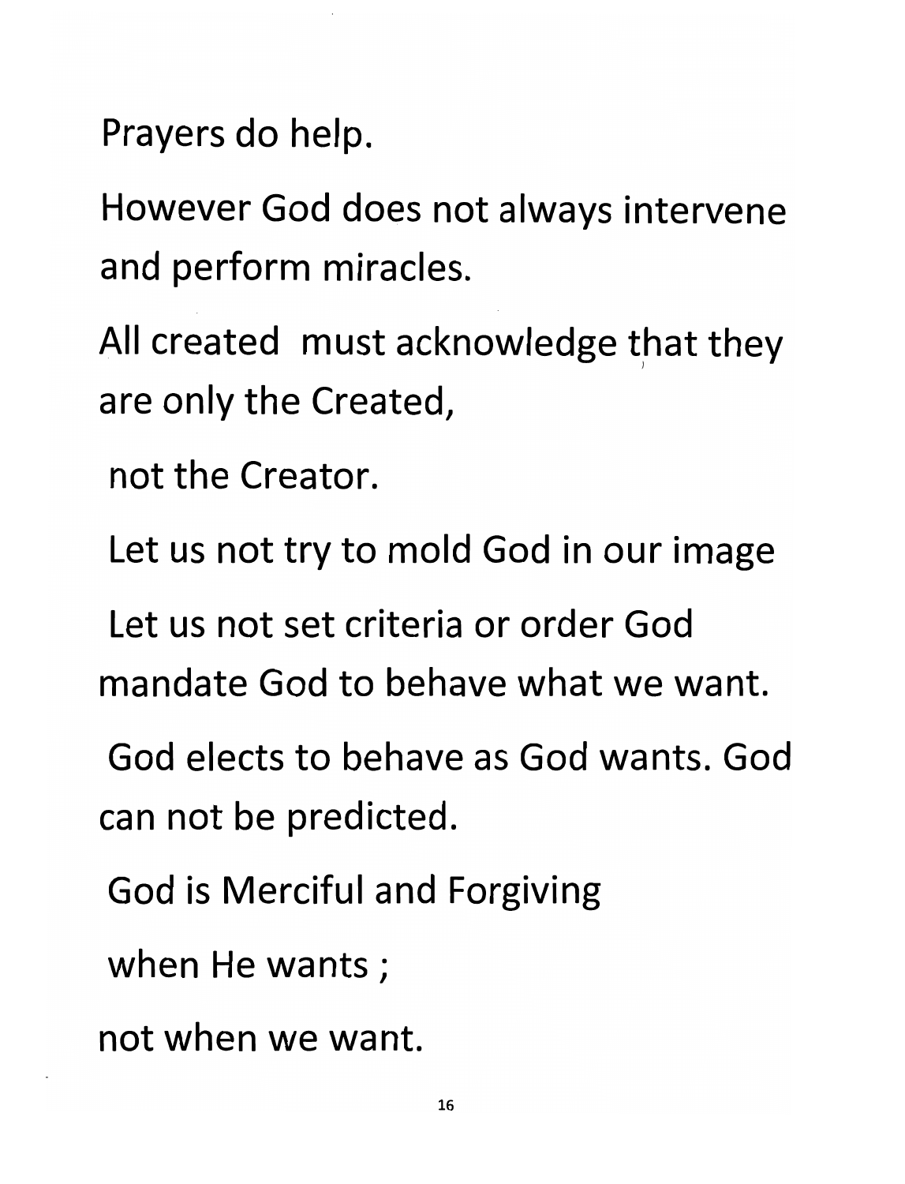Prayers do help.

However God does not always intervene and perform miracles.

All created must acknowledge that they are only the Created,

not the Creator.

Let us not try to mold God in our image

Let us not set criteria or order God mandate God to behave what we want.

God elects to behave as God wants. God can not be predicted.

God is Merciful and Forgiving

when He wants ;

not when we want.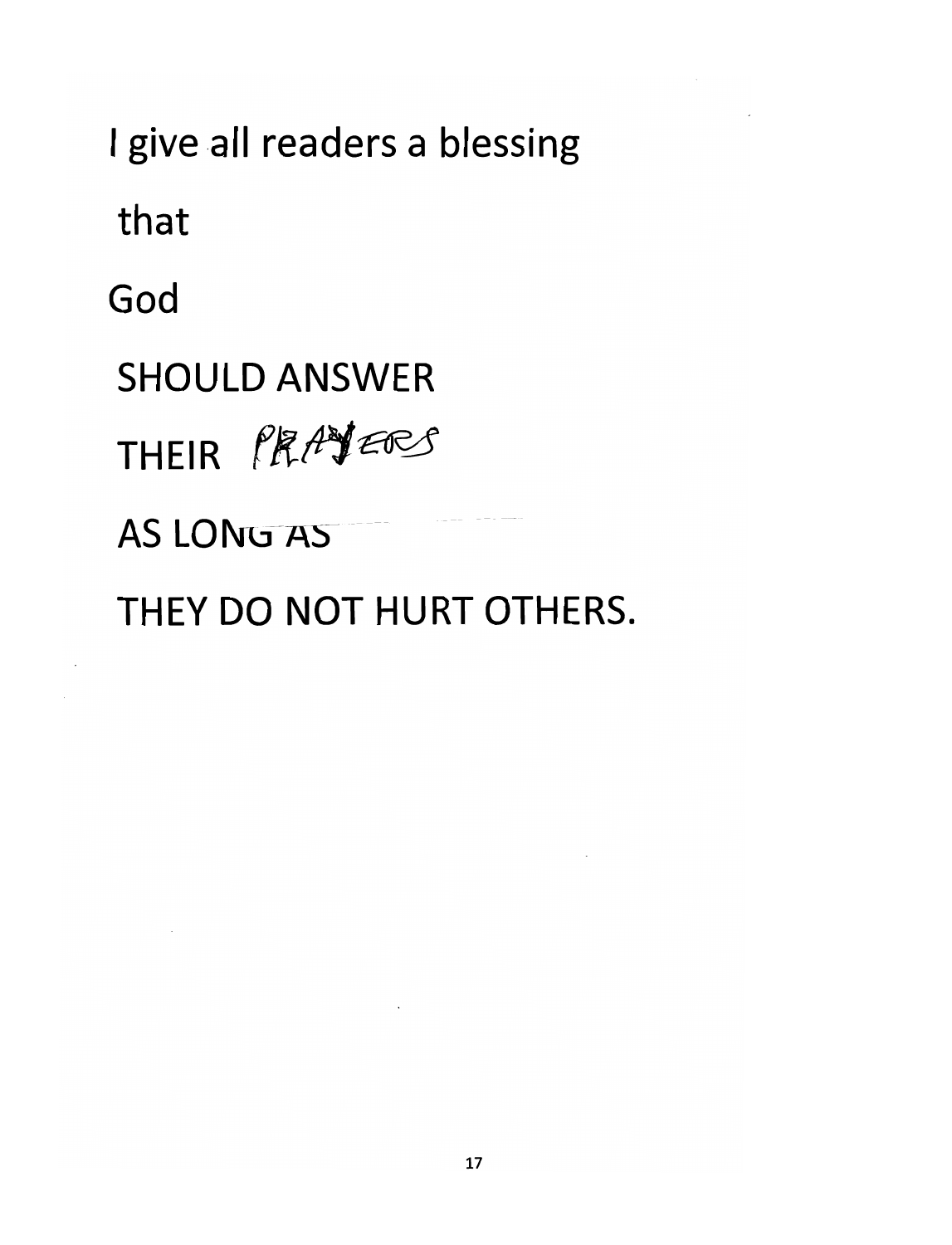I give all readers a blessing

that

God

SHOULD ANSWER

THEIR PRAYERS

AS LONG AS

THEY DO NOT HURT OTHERS.